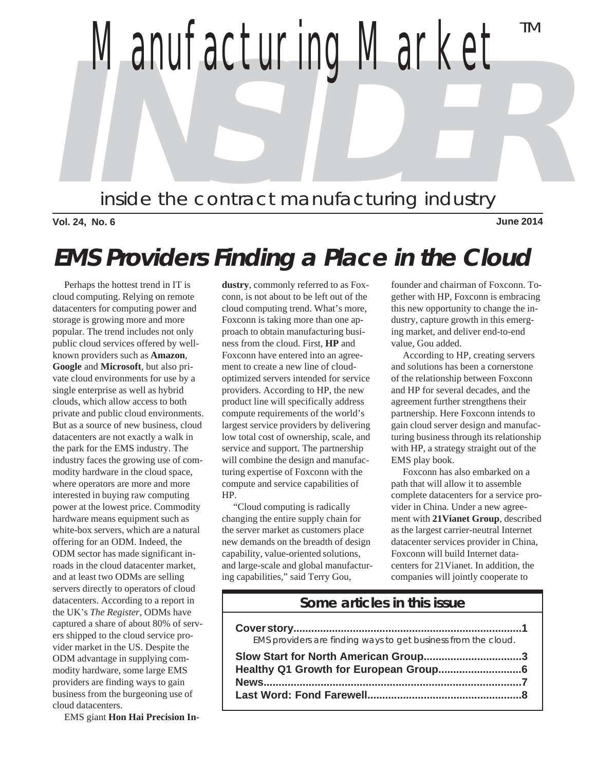# Manufacturing Market INSIDER™

inside the contract manufacturing industry

**Vol. 24, No. 6** **June 2014**

# EMS Providers Finding a Place in the Cloud

Perhaps the hottest trend in IT is cloud computing. Relying on remote datacenters for computing power and storage is growing more and more popular. The trend includes not only public cloud services offered by well-known providers such as **Amazon**, **Google** and **Microsoft**, but also private cloud environments for use by a single enterprise as well as hybrid clouds, which allow access to both private and public cloud environments. But as a source of new business, cloud datacenters are not exactly a walk in the park for the EMS industry. The industry faces the growing use of commodity hardware in the cloud space, where operators are more and more interested in buying raw computing power at the lowest price. Commodity hardware means equipment such as white-box servers, which are a natural offering for an ODM. Indeed, the ODM sector has made significant inroads in the cloud datacenter market, and at least two ODMs are selling servers directly to operators of cloud datacenters. According to a report in the UK's *The Register*, ODMs have captured a share of about 80% of servers shipped to the cloud service provider market in the US. Despite the ODM advantage in supplying commodity hardware, some large EMS providers are finding ways to gain business from the burgeoning use of cloud datacenters.

EMS giant **Hon Hai Precision Industry**, commonly referred to as Foxconn, is not about to be left out of the cloud computing trend. What's more, Foxconn is taking more than one approach to obtain manufacturing business from the cloud. First, **HP** and Foxconn have entered into an agreement to create a new line of cloud-optimized servers intended for service providers. According to HP, the new product line will specifically address compute requirements of the world's largest service providers by delivering low total cost of ownership, scale, and service and support. The partnership will combine the design and manufacturing expertise of Foxconn with the compute and service capabilities of HP.

"Cloud computing is radically changing the entire supply chain for the server market as customers place new demands on the breadth of design capability, value-oriented solutions, and large-scale and global manufacturing capabilities," said Terry Gou, founder and chairman of Foxconn. Together with HP, Foxconn is embracing this new opportunity to change the industry, capture growth in this emerging market, and deliver end-to-end value, Gou added.

According to HP, creating servers and solutions has been a cornerstone of the relationship between Foxconn and HP for several decades, and the agreement further strengthens their partnership. Here Foxconn intends to gain cloud server design and manufacturing business through its relationship with HP, a strategy straight out of the EMS play book.

Foxconn has also embarked on a path that will allow it to assemble complete datacenters for a service provider in China. Under a new agreement with **21Vianet Group**, described as the largest carrier-neutral Internet datacenter services provider in China, Foxconn will build Internet datacenters for 21Vianet. In addition, the companies will jointly cooperate to

## Some articles in this issue

**Cover story....1**
EMS providers are finding ways to get business from the cloud.

**Slow Start for North American Group....3**

**Healthy Q1 Growth for European Group....6**

**News....7**

**Last Word: Fond Farewell....8**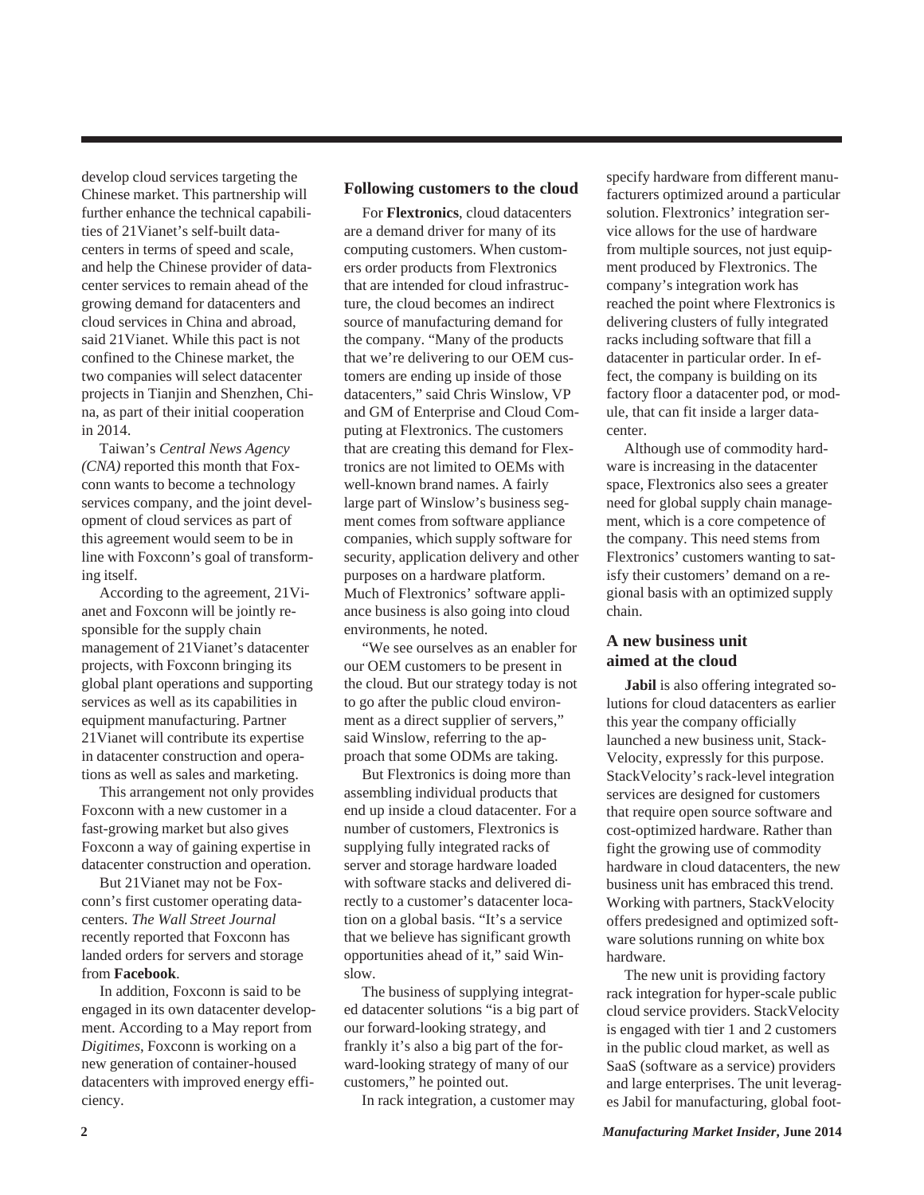develop cloud services targeting the Chinese market. This partnership will further enhance the technical capabilities of 21Vianet's self-built datacenters in terms of speed and scale, and help the Chinese provider of datacenter services to remain ahead of the growing demand for datacenters and cloud services in China and abroad, said 21Vianet. While this pact is not confined to the Chinese market, the two companies will select datacenter projects in Tianjin and Shenzhen, China, as part of their initial cooperation in 2014.

Taiwan's *Central News Agency (CNA)* reported this month that Foxconn wants to become a technology services company, and the joint development of cloud services as part of this agreement would seem to be in line with Foxconn's goal of transforming itself.

According to the agreement, 21Vianet and Foxconn will be jointly responsible for the supply chain management of 21Vianet's datacenter projects, with Foxconn bringing its global plant operations and supporting services as well as its capabilities in equipment manufacturing. Partner 21Vianet will contribute its expertise in datacenter construction and operations as well as sales and marketing.

This arrangement not only provides Foxconn with a new customer in a fast-growing market but also gives Foxconn a way of gaining expertise in datacenter construction and operation.

But 21Vianet may not be Foxconn's first customer operating datacenters. *The Wall Street Journal* recently reported that Foxconn has landed orders for servers and storage from **Facebook**.

In addition, Foxconn is said to be engaged in its own datacenter development. According to a May report from *Digitimes*, Foxconn is working on a new generation of container-housed datacenters with improved energy efficiency.

## Following customers to the cloud

For **Flextronics**, cloud datacenters are a demand driver for many of its computing customers. When customers order products from Flextronics that are intended for cloud infrastructure, the cloud becomes an indirect source of manufacturing demand for the company. "Many of the products that we're delivering to our OEM customers are ending up inside of those datacenters," said Chris Winslow, VP and GM of Enterprise and Cloud Computing at Flextronics. The customers that are creating this demand for Flextronics are not limited to OEMs with well-known brand names. A fairly large part of Winslow's business segment comes from software appliance companies, which supply software for security, application delivery and other purposes on a hardware platform. Much of Flextronics' software appliance business is also going into cloud environments, he noted.

"We see ourselves as an enabler for our OEM customers to be present in the cloud. But our strategy today is not to go after the public cloud environment as a direct supplier of servers," said Winslow, referring to the approach that some ODMs are taking.

But Flextronics is doing more than assembling individual products that end up inside a cloud datacenter. For a number of customers, Flextronics is supplying fully integrated racks of server and storage hardware loaded with software stacks and delivered directly to a customer's datacenter location on a global basis. "It's a service that we believe has significant growth opportunities ahead of it," said Winslow.

The business of supplying integrated datacenter solutions "is a big part of our forward-looking strategy, and frankly it's also a big part of the forward-looking strategy of many of our customers," he pointed out.

In rack integration, a customer may specify hardware from different manufacturers optimized around a particular solution. Flextronics' integration service allows for the use of hardware from multiple sources, not just equipment produced by Flextronics. The company's integration work has reached the point where Flextronics is delivering clusters of fully integrated racks including software that fill a datacenter in particular order. In effect, the company is building on its factory floor a datacenter pod, or module, that can fit inside a larger datacenter.

Although use of commodity hardware is increasing in the datacenter space, Flextronics also sees a greater need for global supply chain management, which is a core competence of the company. This need stems from Flextronics' customers wanting to satisfy their customers' demand on a regional basis with an optimized supply chain.

## A new business unit aimed at the cloud

**Jabil** is also offering integrated solutions for cloud datacenters as earlier this year the company officially launched a new business unit, StackVelocity, expressly for this purpose. StackVelocity's rack-level integration services are designed for customers that require open source software and cost-optimized hardware. Rather than fight the growing use of commodity hardware in cloud datacenters, the new business unit has embraced this trend. Working with partners, StackVelocity offers predesigned and optimized software solutions running on white box hardware.

The new unit is providing factory rack integration for hyper-scale public cloud service providers. StackVelocity is engaged with tier 1 and 2 customers in the public cloud market, as well as SaaS (software as a service) providers and large enterprises. The unit leverages Jabil for manufacturing, global foot-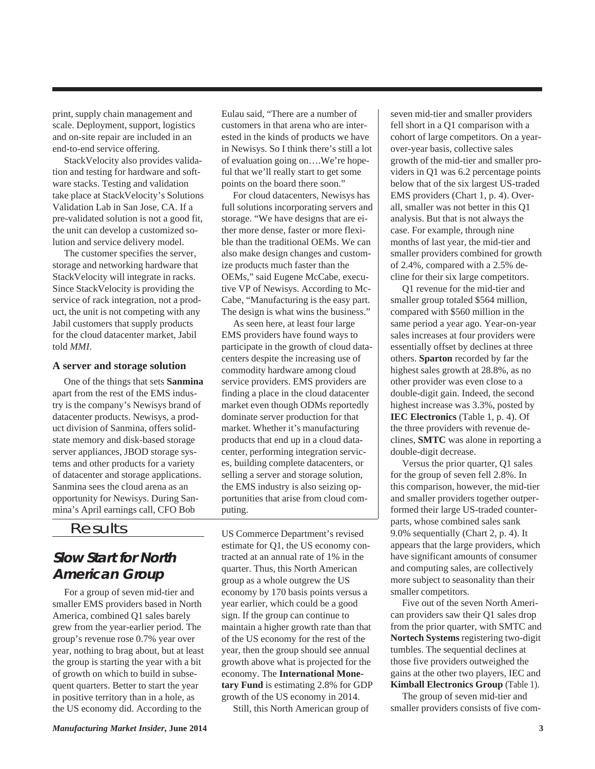print, supply chain management and scale. Deployment, support, logistics and on-site repair are included in an end-to-end service offering.

StackVelocity also provides validation and testing for hardware and software stacks. Testing and validation take place at StackVelocity's Solutions Validation Lab in San Jose, CA. If a pre-validated solution is not a good fit, the unit can develop a customized solution and service delivery model.

The customer specifies the server, storage and networking hardware that StackVelocity will integrate in racks. Since StackVelocity is providing the service of rack integration, not a product, the unit is not competing with any Jabil customers that supply products for the cloud datacenter market, Jabil told *MMI*.

### A server and storage solution

One of the things that sets **Sanmina** apart from the rest of the EMS industry is the company's Newisys brand of datacenter products. Newisys, a product division of Sanmina, offers solid-state memory and disk-based storage server appliances, JBOD storage systems and other products for a variety of datacenter and storage applications. Sanmina sees the cloud arena as an opportunity for Newisys. During Sanmina's April earnings call, CFO Bob Eulau said, "There are a number of customers in that arena who are interested in the kinds of products we have in Newisys. So I think there's still a lot of evaluation going on….We're hopeful that we'll really start to get some points on the board there soon."

For cloud datacenters, Newisys has full solutions incorporating servers and storage. "We have designs that are either more dense, faster or more flexible than the traditional OEMs. We can also make design changes and customize products much faster than the OEMs," said Eugene McCabe, executive VP of Newisys. According to McCabe, "Manufacturing is the easy part. The design is what wins the business."

As seen here, at least four large EMS providers have found ways to participate in the growth of cloud datacenters despite the increasing use of commodity hardware among cloud service providers. EMS providers are finding a place in the cloud datacenter market even though ODMs reportedly dominate server production for that market. Whether it's manufacturing products that end up in a cloud datacenter, performing integration services, building complete datacenters, or selling a server and storage solution, the EMS industry is also seizing opportunities that arise from cloud computing.

## Results

## Slow Start for North American Group

For a group of seven mid-tier and smaller EMS providers based in North America, combined Q1 sales barely grew from the year-earlier period. The group's revenue rose 0.7% year over year, nothing to brag about, but at least the group is starting the year with a bit of growth on which to build in subsequent quarters. Better to start the year in positive territory than in a hole, as the US economy did. According to the US Commerce Department's revised estimate for Q1, the US economy contracted at an annual rate of 1% in the quarter. Thus, this North American group as a whole outgrew the US economy by 170 basis points versus a year earlier, which could be a good sign. If the group can continue to maintain a higher growth rate than that of the US economy for the rest of the year, then the group should see annual growth above what is projected for the economy. The **International Monetary Fund** is estimating 2.8% for GDP growth of the US economy in 2014.

Still, this North American group of seven mid-tier and smaller providers fell short in a Q1 comparison with a cohort of large competitors. On a year-over-year basis, collective sales growth of the mid-tier and smaller providers in Q1 was 6.2 percentage points below that of the six largest US-traded EMS providers (Chart 1, p. 4). Overall, smaller was not better in this Q1 analysis. But that is not always the case. For example, through nine months of last year, the mid-tier and smaller providers combined for growth of 2.4%, compared with a 2.5% decline for their six large competitors.

Q1 revenue for the mid-tier and smaller group totaled $564 million, compared with $560 million in the same period a year ago. Year-on-year sales increases at four providers were essentially offset by declines at three others. **Sparton** recorded by far the highest sales growth at 28.8%, as no other provider was even close to a double-digit gain. Indeed, the second highest increase was 3.3%, posted by **IEC Electronics** (Table 1, p. 4). Of the three providers with revenue declines, **SMTC** was alone in reporting a double-digit decrease.

Versus the prior quarter, Q1 sales for the group of seven fell 2.8%. In this comparison, however, the mid-tier and smaller providers together outperformed their large US-traded counterparts, whose combined sales sank 9.0% sequentially (Chart 2, p. 4). It appears that the large providers, which have significant amounts of consumer and computing sales, are collectively more subject to seasonality than their smaller competitors.

Five out of the seven North American providers saw their Q1 sales drop from the prior quarter, with SMTC and **Nortech Systems** registering two-digit tumbles. The sequential declines at those five providers outweighed the gains at the other two players, IEC and **Kimball Electronics Group** (Table 1).

The group of seven mid-tier and smaller providers consists of five com-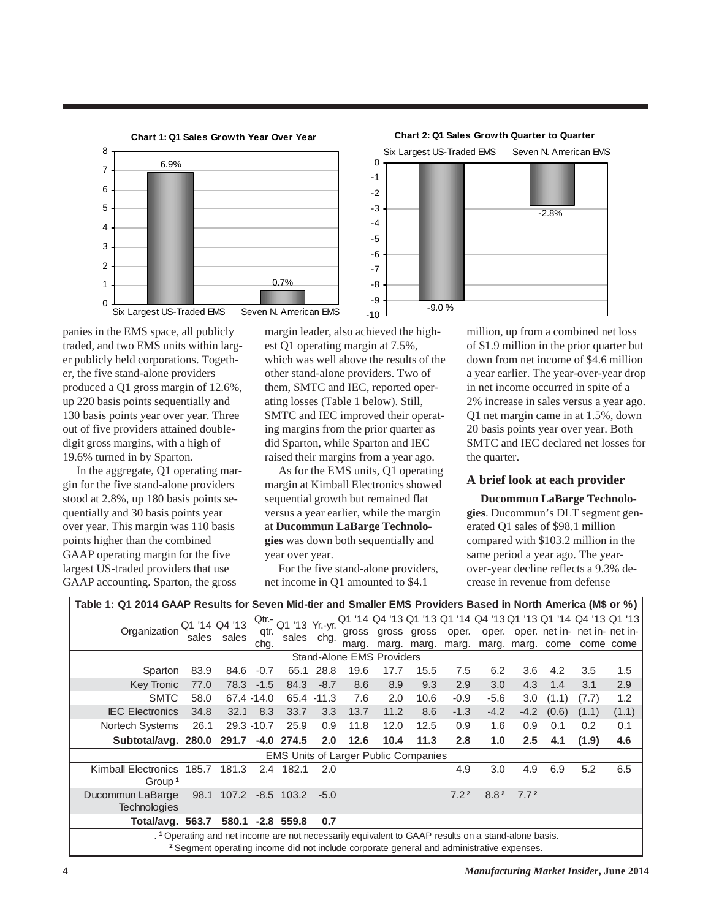**Chart 1: Q1 Sales Growth Year Over Year**

| | Q1 Sales Growth Year Over Year |
|---|---|
| Six Largest US-Traded EMS | 6.9% |
| Seven N. American EMS | 0.7% |

**Chart 2: Q1 Sales Growth Quarter to Quarter**

| | Q1 Sales Growth Quarter to Quarter |
|---|---|
| Six Largest US-Traded EMS | -9.0 % |
| Seven N. American EMS | -2.8% |

panies in the EMS space, all publicly traded, and two EMS units within larger publicly held corporations. Together, the five stand-alone providers produced a Q1 gross margin of 12.6%, up 220 basis points sequentially and 130 basis points year over year. Three out of five providers attained double-digit gross margins, with a high of 19.6% turned in by Sparton.

In the aggregate, Q1 operating margin for the five stand-alone providers stood at 2.8%, up 180 basis points sequentially and 30 basis points year over year. This margin was 110 basis points higher than the combined GAAP operating margin for the five largest US-traded providers that use GAAP accounting. Sparton, the gross margin leader, also achieved the highest Q1 operating margin at 7.5%, which was well above the results of the other stand-alone providers. Two of them, SMTC and IEC, reported operating losses (Table 1 below). Still, SMTC and IEC improved their operating margins from the prior quarter as did Sparton, while Sparton and IEC raised their margins from a year ago.

As for the EMS units, Q1 operating margin at Kimball Electronics showed sequential growth but remained flat versus a year earlier, while the margin at **Ducommun LaBarge Technologies** was down both sequentially and year over year.

For the five stand-alone providers, net income in Q1 amounted to $4.1 million, up from a combined net loss of $1.9 million in the prior quarter but down from net income of $4.6 million a year earlier. The year-over-year drop in net income occurred in spite of a 2% increase in sales versus a year ago. Q1 net margin came in at 1.5%, down 20 basis points year over year. Both SMTC and IEC declared net losses for the quarter.

### A brief look at each provider

**Ducommun LaBarge Technologies**. Ducommun's DLT segment generated Q1 sales of $98.1 million compared with $103.2 million in the same period a year ago. The year-over-year decline reflects a 9.3% decrease in revenue from defense

**Table 1: Q1 2014 GAAP Results for Seven Mid-tier and Smaller EMS Providers Based in North America (M$ or %)**

| Organization | Q1 '14 sales | Q4 '13 sales | Qtr.-qtr. chg. | Q1 '13 sales | Yr.-yr. chg. | Q1 '14 gross marg. | Q4 '13 gross marg. | Q1 '13 gross marg. | Q1 '14 oper. marg. | Q4 '13 oper. marg. | Q1 '13 oper. marg. | Q1 '14 net income | Q4 '13 net income | Q1 '13 net income |
|---|---|---|---|---|---|---|---|---|---|---|---|---|---|---|
| Stand-Alone EMS Providers | | | | | | | | | | | | | | |
| Sparton | 83.9 | 84.6 | -0.7 | 65.1 | 28.8 | 19.6 | 17.7 | 15.5 | 7.5 | 6.2 | 3.6 | 4.2 | 3.5 | 1.5 |
| Key Tronic | 77.0 | 78.3 | -1.5 | 84.3 | -8.7 | 8.6 | 8.9 | 9.3 | 2.9 | 3.0 | 4.3 | 1.4 | 3.1 | 2.9 |
| SMTC | 58.0 | 67.4 | -14.0 | 65.4 | -11.3 | 7.6 | 2.0 | 10.6 | -0.9 | -5.6 | 3.0 | (1.1) | (7.7) | 1.2 |
| IEC Electronics | 34.8 | 32.1 | 8.3 | 33.7 | 3.3 | 13.7 | 11.2 | 8.6 | -1.3 | -4.2 | -4.2 | (0.6) | (1.1) | (1.1) |
| Nortech Systems | 26.1 | 29.3 | -10.7 | 25.9 | 0.9 | 11.8 | 12.0 | 12.5 | 0.9 | 1.6 | 0.9 | 0.1 | 0.2 | 0.1 |
| **Subtotal/avg.** | **280.0** | **291.7** | **-4.0** | **274.5** | **2.0** | **12.6** | **10.4** | **11.3** | **2.8** | **1.0** | **2.5** | **4.1** | **(1.9)** | **4.6** |
| EMS Units of Larger Public Companies | | | | | | | | | | | | | | |
| Kimball Electronics Group[1] | 185.7 | 181.3 | 2.4 | 182.1 | 2.0 | | | | 4.9 | 3.0 | 4.9 | 6.9 | 5.2 | 6.5 |
| Ducommun LaBarge Technologies | 98.1 | 107.2 | -8.5 | 103.2 | -5.0 | | | | 7.2[2] | 8.8[2] | 7.7[2] | | | |
| **Total/avg.** | **563.7** | **580.1** | **-2.8** | **559.8** | **0.7** | | | | | | | | | |

[1] Operating and net income are not necessarily equivalent to GAAP results on a stand-alone basis.
[2] Segment operating income did not include corporate general and administrative expenses.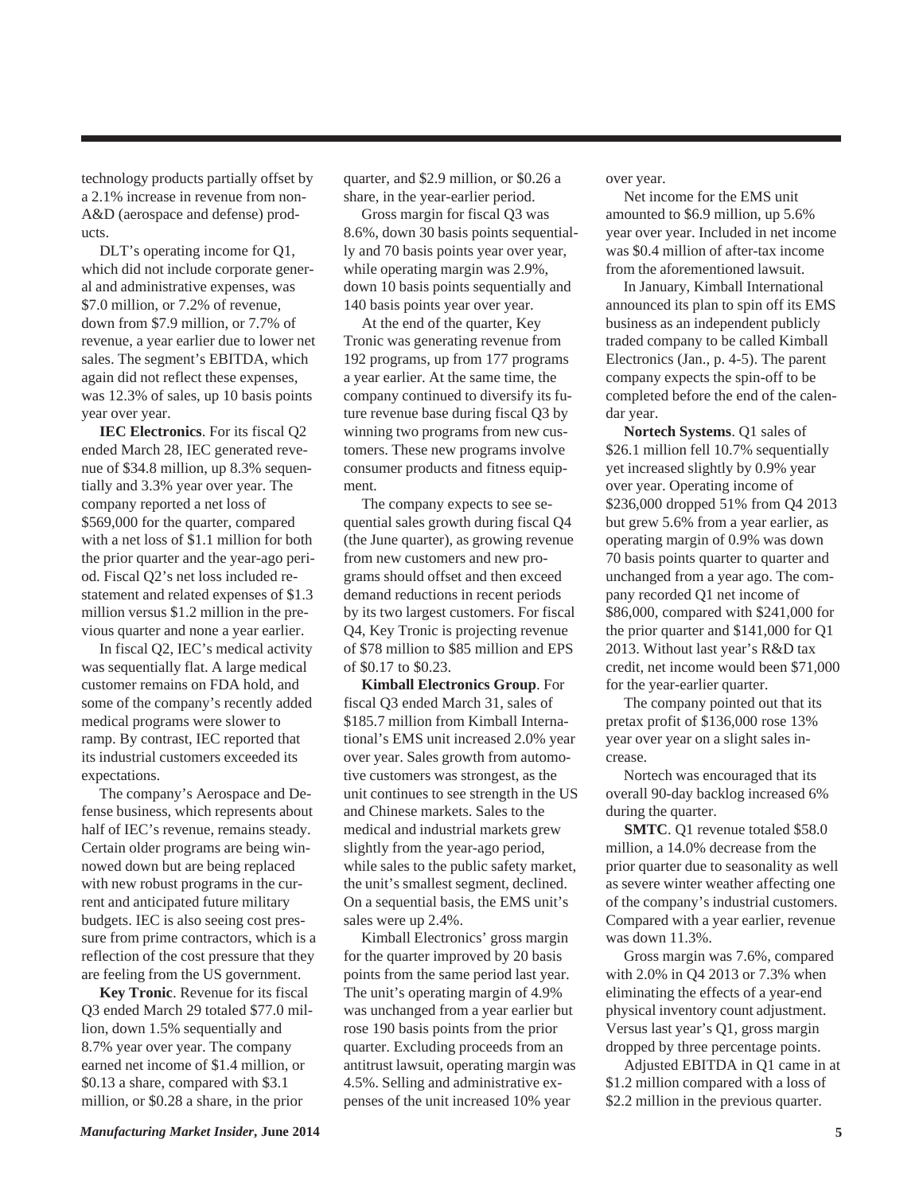technology products partially offset by a 2.1% increase in revenue from non-A&D (aerospace and defense) products.

DLT's operating income for Q1, which did not include corporate general and administrative expenses, was $7.0 million, or 7.2% of revenue, down from $7.9 million, or 7.7% of revenue, a year earlier due to lower net sales. The segment's EBITDA, which again did not reflect these expenses, was 12.3% of sales, up 10 basis points year over year.

**IEC Electronics**. For its fiscal Q2 ended March 28, IEC generated revenue of $34.8 million, up 8.3% sequentially and 3.3% year over year. The company reported a net loss of $569,000 for the quarter, compared with a net loss of $1.1 million for both the prior quarter and the year-ago period. Fiscal Q2's net loss included restatement and related expenses of $1.3 million versus $1.2 million in the previous quarter and none a year earlier.

In fiscal Q2, IEC's medical activity was sequentially flat. A large medical customer remains on FDA hold, and some of the company's recently added medical programs were slower to ramp. By contrast, IEC reported that its industrial customers exceeded its expectations.

The company's Aerospace and Defense business, which represents about half of IEC's revenue, remains steady. Certain older programs are being winnowed down but are being replaced with new robust programs in the current and anticipated future military budgets. IEC is also seeing cost pressure from prime contractors, which is a reflection of the cost pressure that they are feeling from the US government.

**Key Tronic**. Revenue for its fiscal Q3 ended March 29 totaled $77.0 million, down 1.5% sequentially and 8.7% year over year. The company earned net income of $1.4 million, or $0.13 a share, compared with $3.1 million, or $0.28 a share, in the prior quarter, and $2.9 million, or $0.26 a share, in the year-earlier period.

Gross margin for fiscal Q3 was 8.6%, down 30 basis points sequentially and 70 basis points year over year, while operating margin was 2.9%, down 10 basis points sequentially and 140 basis points year over year.

At the end of the quarter, Key Tronic was generating revenue from 192 programs, up from 177 programs a year earlier. At the same time, the company continued to diversify its future revenue base during fiscal Q3 by winning two programs from new customers. These new programs involve consumer products and fitness equipment.

The company expects to see sequential sales growth during fiscal Q4 (the June quarter), as growing revenue from new customers and new programs should offset and then exceed demand reductions in recent periods by its two largest customers. For fiscal Q4, Key Tronic is projecting revenue of $78 million to $85 million and EPS of $0.17 to $0.23.

**Kimball Electronics Group**. For fiscal Q3 ended March 31, sales of $185.7 million from Kimball International's EMS unit increased 2.0% year over year. Sales growth from automotive customers was strongest, as the unit continues to see strength in the US and Chinese markets. Sales to the medical and industrial markets grew slightly from the year-ago period, while sales to the public safety market, the unit's smallest segment, declined. On a sequential basis, the EMS unit's sales were up 2.4%.

Kimball Electronics' gross margin for the quarter improved by 20 basis points from the same period last year. The unit's operating margin of 4.9% was unchanged from a year earlier but rose 190 basis points from the prior quarter. Excluding proceeds from an antitrust lawsuit, operating margin was 4.5%. Selling and administrative expenses of the unit increased 10% year over year.

Net income for the EMS unit amounted to $6.9 million, up 5.6% year over year. Included in net income was $0.4 million of after-tax income from the aforementioned lawsuit.

In January, Kimball International announced its plan to spin off its EMS business as an independent publicly traded company to be called Kimball Electronics (Jan., p. 4-5). The parent company expects the spin-off to be completed before the end of the calendar year.

**Nortech Systems**. Q1 sales of $26.1 million fell 10.7% sequentially yet increased slightly by 0.9% year over year. Operating income of $236,000 dropped 51% from Q4 2013 but grew 5.6% from a year earlier, as operating margin of 0.9% was down 70 basis points quarter to quarter and unchanged from a year ago. The company recorded Q1 net income of $86,000, compared with $241,000 for the prior quarter and $141,000 for Q1 2013. Without last year's R&D tax credit, net income would been $71,000 for the year-earlier quarter.

The company pointed out that its pretax profit of $136,000 rose 13% year over year on a slight sales increase.

Nortech was encouraged that its overall 90-day backlog increased 6% during the quarter.

**SMTC**. Q1 revenue totaled $58.0 million, a 14.0% decrease from the prior quarter due to seasonality as well as severe winter weather affecting one of the company's industrial customers. Compared with a year earlier, revenue was down 11.3%.

Gross margin was 7.6%, compared with 2.0% in Q4 2013 or 7.3% when eliminating the effects of a year-end physical inventory count adjustment. Versus last year's Q1, gross margin dropped by three percentage points.

Adjusted EBITDA in Q1 came in at $1.2 million compared with a loss of $2.2 million in the previous quarter.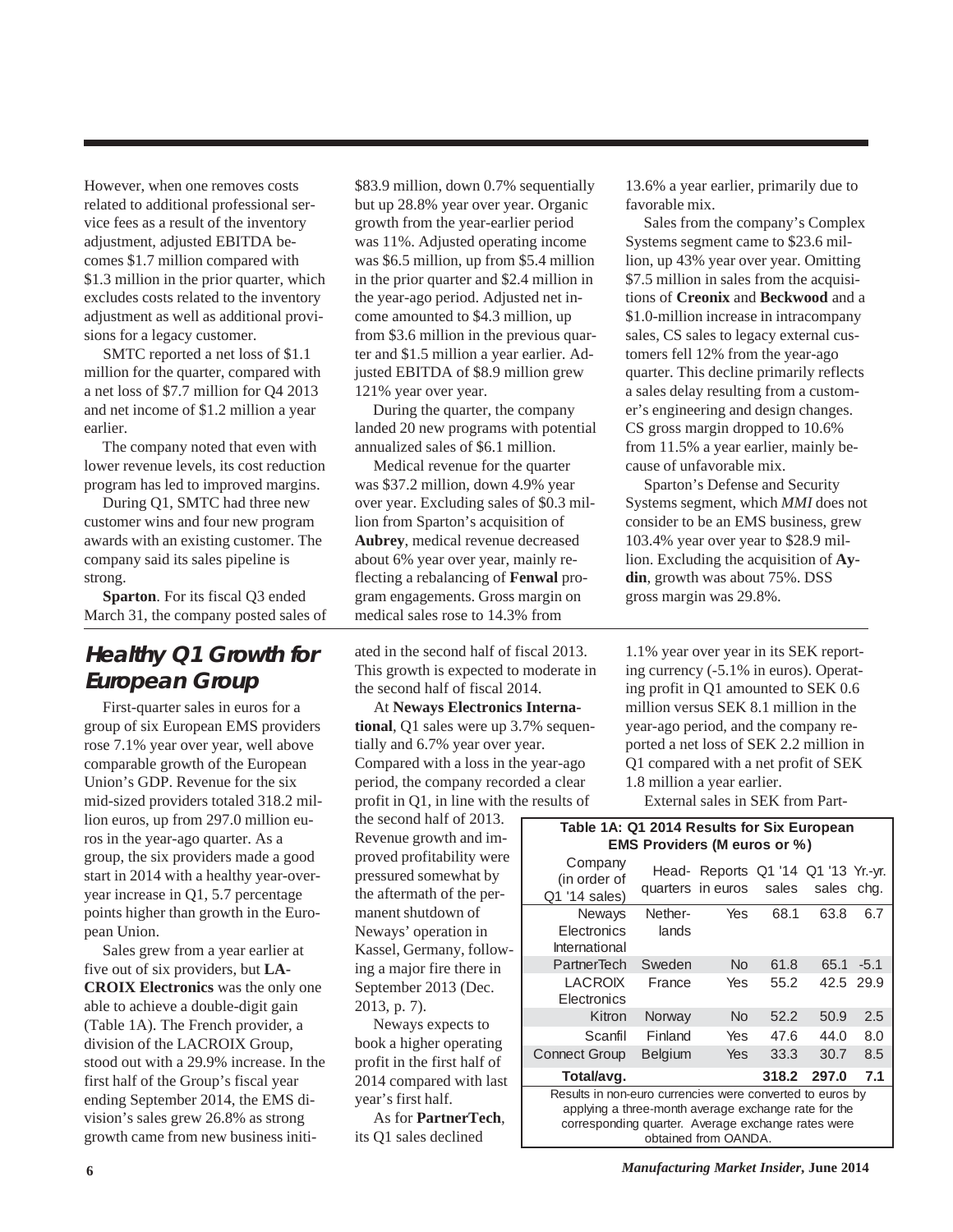However, when one removes costs related to additional professional service fees as a result of the inventory adjustment, adjusted EBITDA becomes $1.7 million compared with $1.3 million in the prior quarter, which excludes costs related to the inventory adjustment as well as additional provisions for a legacy customer.

SMTC reported a net loss of $1.1 million for the quarter, compared with a net loss of $7.7 million for Q4 2013 and net income of $1.2 million a year earlier.

The company noted that even with lower revenue levels, its cost reduction program has led to improved margins.

During Q1, SMTC had three new customer wins and four new program awards with an existing customer. The company said its sales pipeline is strong.

**Sparton**. For its fiscal Q3 ended March 31, the company posted sales of $83.9 million, down 0.7% sequentially but up 28.8% year over year. Organic growth from the year-earlier period was 11%. Adjusted operating income was $6.5 million, up from $5.4 million in the prior quarter and $2.4 million in the year-ago period. Adjusted net income amounted to $4.3 million, up from $3.6 million in the previous quarter and $1.5 million a year earlier. Adjusted EBITDA of $8.9 million grew 121% year over year.

During the quarter, the company landed 20 new programs with potential annualized sales of $6.1 million.

Medical revenue for the quarter was $37.2 million, down 4.9% year over year. Excluding sales of $0.3 million from Sparton's acquisition of **Aubrey**, medical revenue decreased about 6% year over year, mainly reflecting a rebalancing of **Fenwal** program engagements. Gross margin on medical sales rose to 14.3% from 13.6% a year earlier, primarily due to favorable mix.

Sales from the company's Complex Systems segment came to $23.6 million, up 43% year over year. Omitting $7.5 million in sales from the acquisitions of **Creonix** and **Beckwood** and a $1.0-million increase in intracompany sales, CS sales to legacy external customers fell 12% from the year-ago quarter. This decline primarily reflects a sales delay resulting from a customer's engineering and design changes. CS gross margin dropped to 10.6% from 11.5% a year earlier, mainly because of unfavorable mix.

Sparton's Defense and Security Systems segment, which *MMI* does not consider to be an EMS business, grew 103.4% year over year to $28.9 million. Excluding the acquisition of **Aydin**, growth was about 75%. DSS gross margin was 29.8%.

## Healthy Q1 Growth for European Group

First-quarter sales in euros for a group of six European EMS providers rose 7.1% year over year, well above comparable growth of the European Union's GDP. Revenue for the six mid-sized providers totaled 318.2 million euros, up from 297.0 million euros in the year-ago quarter. As a group, the six providers made a good start in 2014 with a healthy year-over-year increase in Q1, 5.7 percentage points higher than growth in the European Union.

Sales grew from a year earlier at five out of six providers, but **LACROIX Electronics** was the only one able to achieve a double-digit gain (Table 1A). The French provider, a division of the LACROIX Group, stood out with a 29.9% increase. In the first half of the Group's fiscal year ending September 2014, the EMS division's sales grew 26.8% as strong growth came from new business initiated in the second half of fiscal 2013. This growth is expected to moderate in the second half of fiscal 2014.

At **Neways Electronics International**, Q1 sales were up 3.7% sequentially and 6.7% year over year. Compared with a loss in the year-ago period, the company recorded a clear profit in Q1, in line with the results of the second half of 2013. Revenue growth and improved profitability were pressured somewhat by the aftermath of the permanent shutdown of Neways' operation in Kassel, Germany, following a major fire there in September 2013 (Dec. 2013, p. 7).

Neways expects to book a higher operating profit in the first half of 2014 compared with last year's first half.

As for **PartnerTech**, its Q1 sales declined 1.1% year over year in its SEK reporting currency (-5.1% in euros). Operating profit in Q1 amounted to SEK 0.6 million versus SEK 8.1 million in the year-ago period, and the company reported a net loss of SEK 2.2 million in Q1 compared with a net profit of SEK 1.8 million a year earlier.

External sales in SEK from Part-

**Table 1A: Q1 2014 Results for Six European EMS Providers (M euros or %)**

| Company (in order of Q1 '14 sales) | Headquarters | Reports in euros | Q1 '14 sales | Q1 '13 sales | Yr.-yr. chg. |
|---|---|---|---|---|---|
| Neways Electronics International | Netherlands | Yes | 68.1 | 63.8 | 6.7 |
| PartnerTech | Sweden | No | 61.8 | 65.1 | -5.1 |
| LACROIX Electronics | France | Yes | 55.2 | 42.5 | 29.9 |
| Kitron | Norway | No | 52.2 | 50.9 | 2.5 |
| Scanfil | Finland | Yes | 47.6 | 44.0 | 8.0 |
| Connect Group | Belgium | Yes | 33.3 | 30.7 | 8.5 |
| **Total/avg.** | | | **318.2** | **297.0** | **7.1** |

Results in non-euro currencies were converted to euros by applying a three-month average exchange rate for the corresponding quarter. Average exchange rates were obtained from OANDA.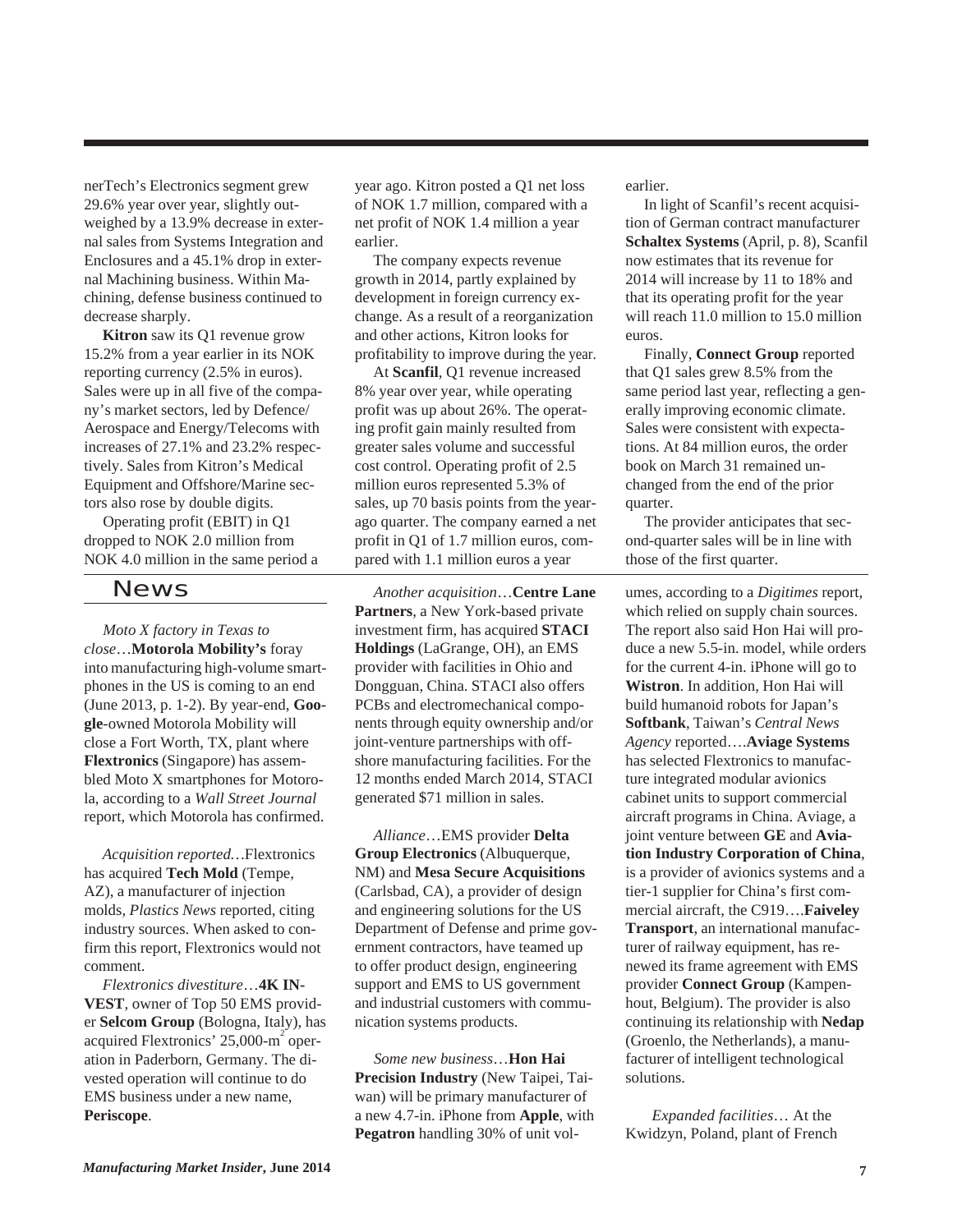nerTech's Electronics segment grew 29.6% year over year, slightly outweighed by a 13.9% decrease in external sales from Systems Integration and Enclosures and a 45.1% drop in external Machining business. Within Machining, defense business continued to decrease sharply.

**Kitron** saw its Q1 revenue grow 15.2% from a year earlier in its NOK reporting currency (2.5% in euros). Sales were up in all five of the company's market sectors, led by Defence/Aerospace and Energy/Telecoms with increases of 27.1% and 23.2% respectively. Sales from Kitron's Medical Equipment and Offshore/Marine sectors also rose by double digits.

Operating profit (EBIT) in Q1 dropped to NOK 2.0 million from NOK 4.0 million in the same period a year ago. Kitron posted a Q1 net loss of NOK 1.7 million, compared with a net profit of NOK 1.4 million a year earlier.

The company expects revenue growth in 2014, partly explained by development in foreign currency exchange. As a result of a reorganization and other actions, Kitron looks for profitability to improve during the year.

At **Scanfil**, Q1 revenue increased 8% year over year, while operating profit was up about 26%. The operating profit gain mainly resulted from greater sales volume and successful cost control. Operating profit of 2.5 million euros represented 5.3% of sales, up 70 basis points from the year-ago quarter. The company earned a net profit in Q1 of 1.7 million euros, compared with 1.1 million euros a year earlier.

In light of Scanfil's recent acquisition of German contract manufacturer **Schaltex Systems** (April, p. 8), Scanfil now estimates that its revenue for 2014 will increase by 11 to 18% and that its operating profit for the year will reach 11.0 million to 15.0 million euros.

Finally, **Connect Group** reported that Q1 sales grew 8.5% from the same period last year, reflecting a generally improving economic climate. Sales were consistent with expectations. At 84 million euros, the order book on March 31 remained unchanged from the end of the prior quarter.

The provider anticipates that second-quarter sales will be in line with those of the first quarter.

## News

*Moto X factory in Texas to close*…**Motorola Mobility's** foray into manufacturing high-volume smartphones in the US is coming to an end (June 2013, p. 1-2). By year-end, **Google**-owned Motorola Mobility will close a Fort Worth, TX, plant where **Flextronics** (Singapore) has assembled Moto X smartphones for Motorola, according to a *Wall Street Journal* report, which Motorola has confirmed.

*Acquisition reported…*Flextronics has acquired **Tech Mold** (Tempe, AZ), a manufacturer of injection molds, *Plastics News* reported, citing industry sources. When asked to confirm this report, Flextronics would not comment.

*Flextronics divestiture*…**4K INVEST**, owner of Top 50 EMS provider **Selcom Group** (Bologna, Italy), has acquired Flextronics' 25,000-m$^2$ operation in Paderborn, Germany. The divested operation will continue to do EMS business under a new name, **Periscope**.

*Another acquisition*…**Centre Lane Partners**, a New York-based private investment firm, has acquired **STACI Holdings** (LaGrange, OH), an EMS provider with facilities in Ohio and Dongguan, China. STACI also offers PCBs and electromechanical components through equity ownership and/or joint-venture partnerships with offshore manufacturing facilities. For the 12 months ended March 2014, STACI generated $71 million in sales.

*Alliance*…EMS provider **Delta Group Electronics** (Albuquerque, NM) and **Mesa Secure Acquisitions** (Carlsbad, CA), a provider of design and engineering solutions for the US Department of Defense and prime government contractors, have teamed up to offer product design, engineering support and EMS to US government and industrial customers with communication systems products.

*Some new business*…**Hon Hai Precision Industry** (New Taipei, Taiwan) will be primary manufacturer of a new 4.7-in. iPhone from **Apple**, with **Pegatron** handling 30% of unit volumes, according to a *Digitimes* report, which relied on supply chain sources. The report also said Hon Hai will produce a new 5.5-in. model, while orders for the current 4-in. iPhone will go to **Wistron**. In addition, Hon Hai will build humanoid robots for Japan's **Softbank**, Taiwan's *Central News Agency* reported….**Aviage Systems** has selected Flextronics to manufacture integrated modular avionics cabinet units to support commercial aircraft programs in China. Aviage, a joint venture between **GE** and **Aviation Industry Corporation of China**, is a provider of avionics systems and a tier-1 supplier for China's first commercial aircraft, the C919….**Faiveley Transport**, an international manufacturer of railway equipment, has renewed its frame agreement with EMS provider **Connect Group** (Kampenhout, Belgium). The provider is also continuing its relationship with **Nedap** (Groenlo, the Netherlands), a manufacturer of intelligent technological solutions.

*Expanded facilities*… At the Kwidzyn, Poland, plant of French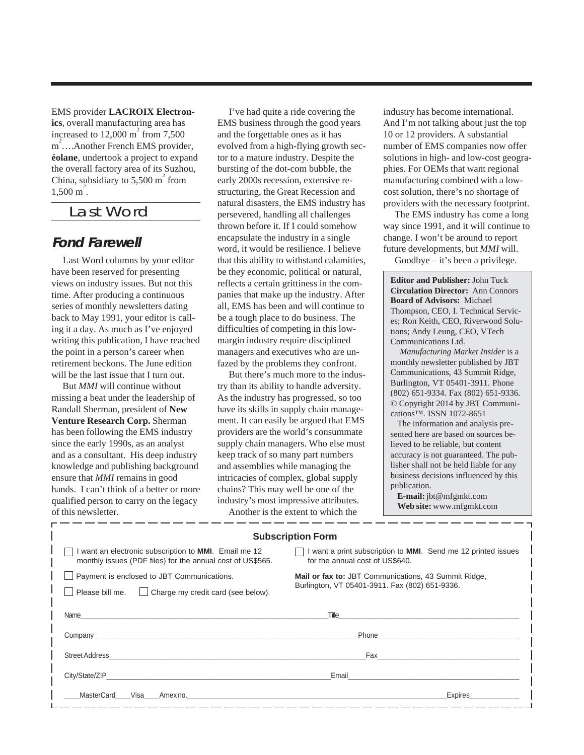EMS provider **LACROIX Electronics**, overall manufacturing area has increased to 12,000 $m^2$ from 7,500 $m^2$….Another French EMS provider, **éolane**, undertook a project to expand the overall factory area of its Suzhou, China, subsidiary to 5,500 $m^2$ from 1,500 $m^2$.

## Last Word

### *Fond Farewell*

Last Word columns by your editor have been reserved for presenting views on industry issues. But not this time. After producing a continuous series of monthly newsletters dating back to May 1991, your editor is calling it a day. As much as I've enjoyed writing this publication, I have reached the point in a person's career when retirement beckons. The June edition will be the last issue that I turn out.

But *MMI* will continue without missing a beat under the leadership of Randall Sherman, president of **New Venture Research Corp.** Sherman has been following the EMS industry since the early 1990s, as an analyst and as a consultant. His deep industry knowledge and publishing background ensure that *MMI* remains in good hands. I can't think of a better or more qualified person to carry on the legacy of this newsletter.

I've had quite a ride covering the EMS business through the good years and the forgettable ones as it has evolved from a high-flying growth sector to a mature industry. Despite the bursting of the dot-com bubble, the early 2000s recession, extensive restructuring, the Great Recession and natural disasters, the EMS industry has persevered, handling all challenges thrown before it. If I could somehow encapsulate the industry in a single word, it would be resilience. I believe that this ability to withstand calamities, be they economic, political or natural, reflects a certain grittiness in the companies that make up the industry. After all, EMS has been and will continue to be a tough place to do business. The difficulties of competing in this low-margin industry require disciplined managers and executives who are unfazed by the problems they confront.

But there's much more to the industry than its ability to handle adversity. As the industry has progressed, so too have its skills in supply chain management. It can easily be argued that EMS providers are the world's consummate supply chain managers. Who else must keep track of so many part numbers and assemblies while managing the intricacies of complex, global supply chains? This may well be one of the industry's most impressive attributes.

Another is the extent to which the industry has become international. And I'm not talking about just the top 10 or 12 providers. A substantial number of EMS companies now offer solutions in high- and low-cost geographies. For OEMs that want regional manufacturing combined with a low-cost solution, there's no shortage of providers with the necessary footprint.

The EMS industry has come a long way since 1991, and it will continue to change. I won't be around to report future developments, but *MMI* will.

Goodbye – it's been a privilege.

---

**Editor and Publisher:** John Tuck
**Circulation Director:** Ann Connors
**Board of Advisors:** Michael Thompson, CEO, I. Technical Services; Ron Keith, CEO, Riverwood Solutions; Andy Leung, CEO, VTech Communications Ltd.

*Manufacturing Market Insider* is a monthly newsletter published by JBT Communications, 43 Summit Ridge, Burlington, VT 05401-3911. Phone (802) 651-9334. Fax (802) 651-9336. © Copyright 2014 by JBT Communications™. ISSN 1072-8651

The information and analysis presented here are based on sources believed to be reliable, but content accuracy is not guaranteed. The publisher shall not be held liable for any business decisions influenced by this publication.

**E-mail:** jbt@mfgmkt.com
**Web site:** www.mfgmkt.com

---

**Subscription Form**

☐ I want an electronic subscription to **MMI**. Email me 12 monthly issues (PDF files) for the annual cost of US$565.

☐ I want a print subscription to **MMI**. Send me 12 printed issues for the annual cost of US$640.

☐ Payment is enclosed to JBT Communications.

☐ Please bill me. ☐ Charge my credit card (see below).

**Mail or fax to:** JBT Communications, 43 Summit Ridge, Burlington, VT 05401-3911. Fax (802) 651-9336.

Name\_\_\_\_\_\_\_\_\_\_ Title\_\_\_\_\_\_\_\_\_\_

Company\_\_\_\_\_\_\_\_\_\_ Phone\_\_\_\_\_\_\_\_\_\_

Street Address\_\_\_\_\_\_\_\_\_\_ Fax\_\_\_\_\_\_\_\_\_\_

City/State/ZIP\_\_\_\_\_\_\_\_\_\_ Email\_\_\_\_\_\_\_\_\_\_

\_\_\_\_MasterCard\_\_\_\_Visa\_\_\_\_Amex no.\_\_\_\_\_\_\_\_\_\_ Expires\_\_\_\_\_\_\_\_\_\_